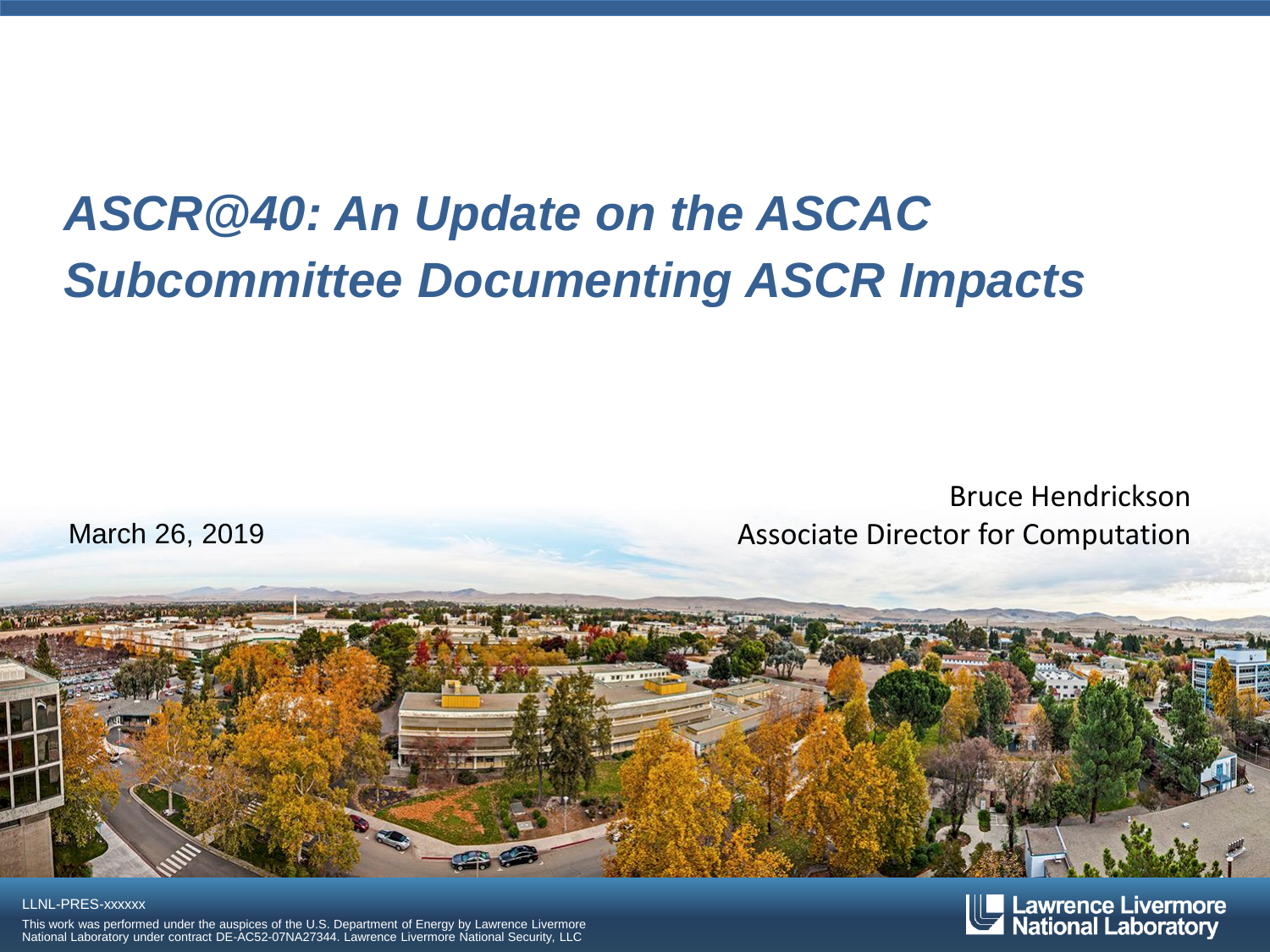# *ASCR@40: An Update on the ASCAC Subcommittee Documenting ASCR Impacts*

March 26, 2019

Bruce Hendrickson
Associate Director for Computation

LLNL-PRES-xxxxxx

This work was performed under the auspices of the U.S. Department of Energy by Lawrence Livermore National Laboratory under contract DE-AC52-07NA27344. Lawrence Livermore National Security, LLC

Lawrence Livermore National Laboratory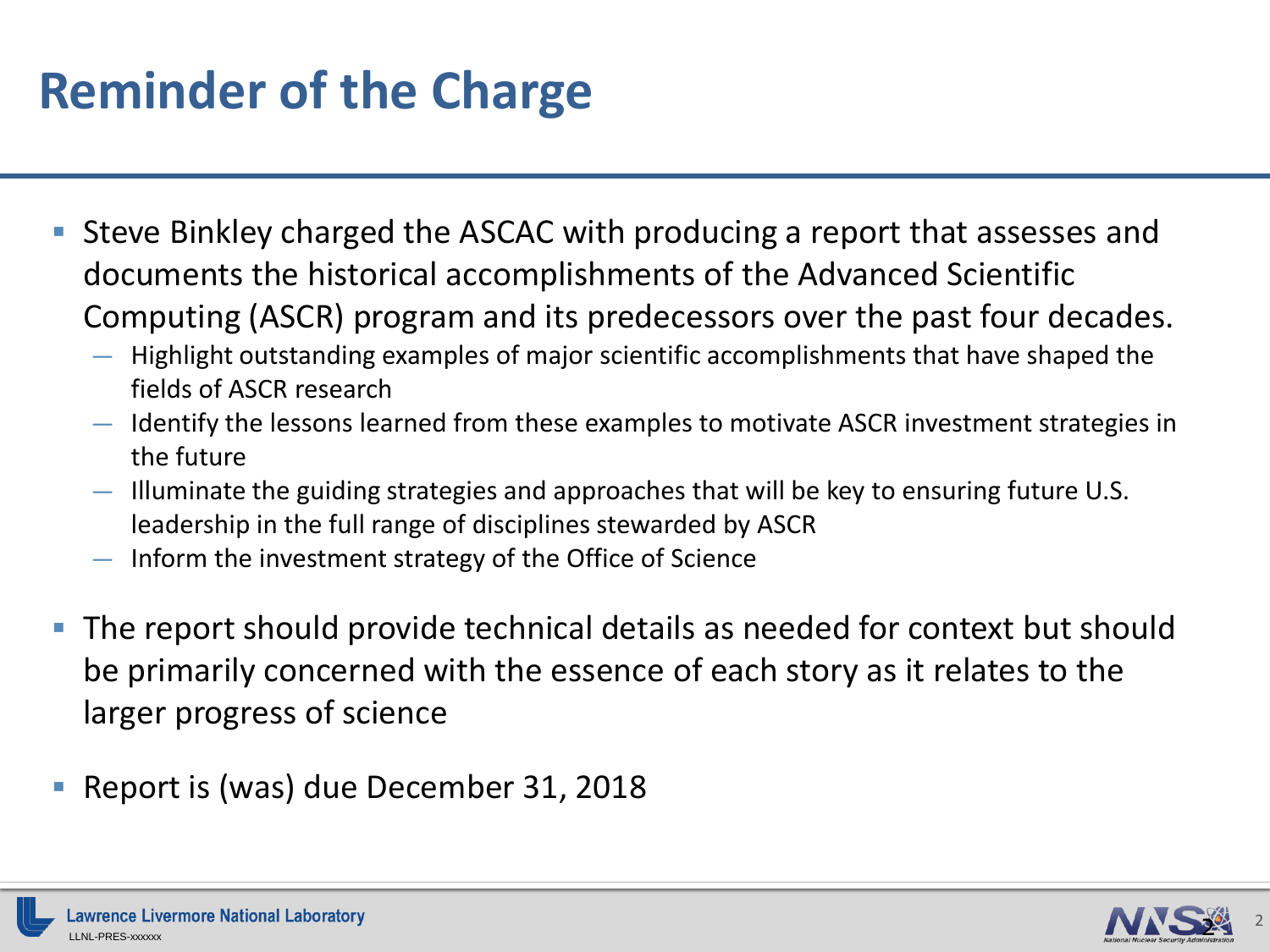# Reminder of the Charge

- Steve Binkley charged the ASCAC with producing a report that assesses and documents the historical accomplishments of the Advanced Scientific Computing (ASCR) program and its predecessors over the past four decades.
  - Highlight outstanding examples of major scientific accomplishments that have shaped the fields of ASCR research
  - Identify the lessons learned from these examples to motivate ASCR investment strategies in the future
  - Illuminate the guiding strategies and approaches that will be key to ensuring future U.S. leadership in the full range of disciplines stewarded by ASCR
  - Inform the investment strategy of the Office of Science
- The report should provide technical details as needed for context but should be primarily concerned with the essence of each story as it relates to the larger progress of science
- Report is (was) due December 31, 2018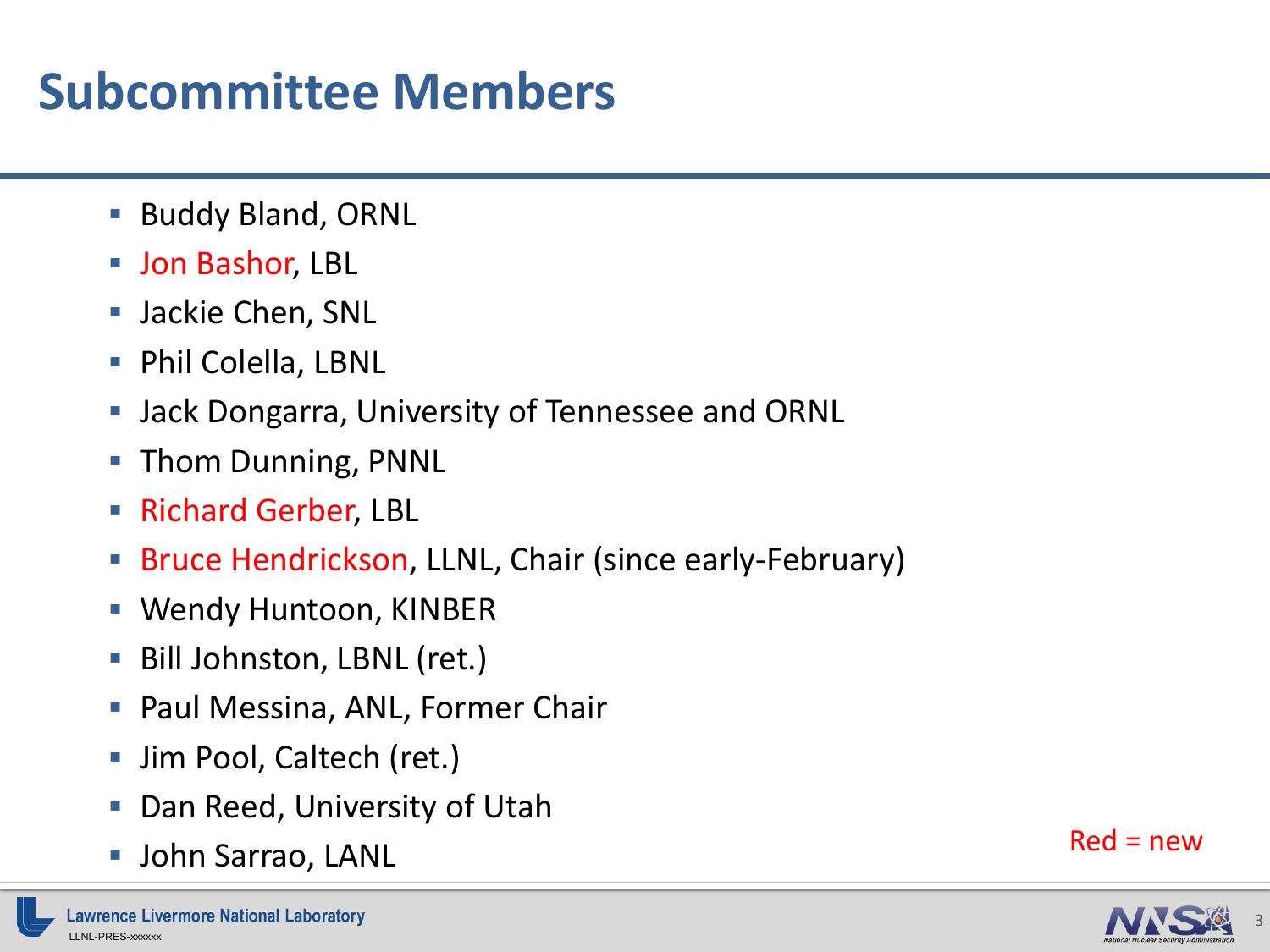# Subcommittee Members

- Buddy Bland, ORNL
- Jon Bashor, LBL
- Jackie Chen, SNL
- Phil Colella, LBNL
- Jack Dongarra, University of Tennessee and ORNL
- Thom Dunning, PNNL
- Richard Gerber, LBL
- Bruce Hendrickson, LLNL, Chair (since early-February)
- Wendy Huntoon, KINBER
- Bill Johnston, LBNL (ret.)
- Paul Messina, ANL, Former Chair
- Jim Pool, Caltech (ret.)
- Dan Reed, University of Utah
- John Sarrao, LANL

Red = new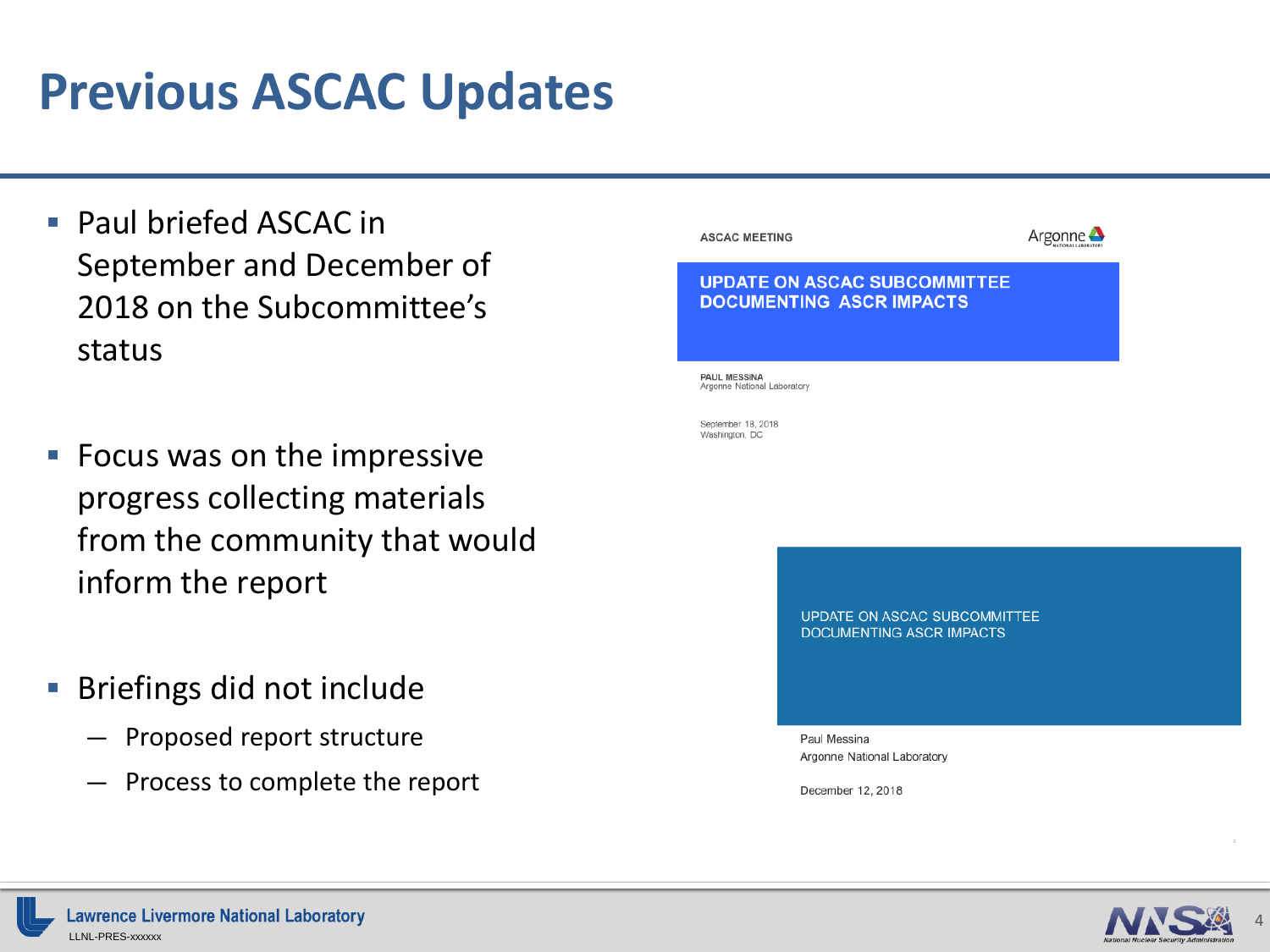# Previous ASCAC Updates

- Paul briefed ASCAC in September and December of 2018 on the Subcommittee's status
- Focus was on the impressive progress collecting materials from the community that would inform the report
- Briefings did not include
  - Proposed report structure
  - Process to complete the report

ASCAC MEETING

Argonne

**UPDATE ON ASCAC SUBCOMMITTEE DOCUMENTING ASCR IMPACTS**

PAUL MESSINA
Argonne National Laboratory

September 18, 2018
Washington, DC

UPDATE ON ASCAC SUBCOMMITTEE DOCUMENTING ASCR IMPACTS

Paul Messina
Argonne National Laboratory

December 12, 2018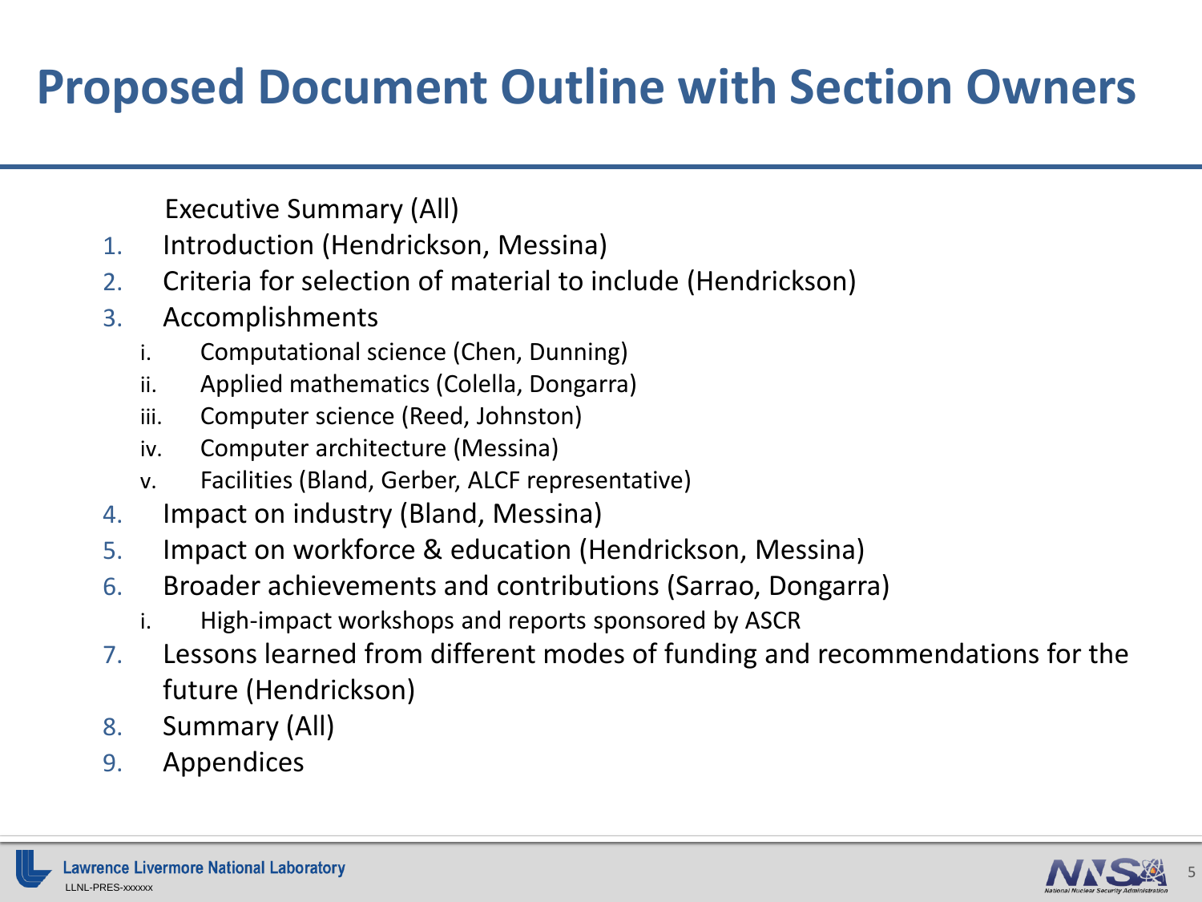# Proposed Document Outline with Section Owners

Executive Summary (All)

1. Introduction (Hendrickson, Messina)
2. Criteria for selection of material to include (Hendrickson)
3. Accomplishments
   1. Computational science (Chen, Dunning)
   2. Applied mathematics (Colella, Dongarra)
   3. Computer science (Reed, Johnston)
   4. Computer architecture (Messina)
   5. Facilities (Bland, Gerber, ALCF representative)
4. Impact on industry (Bland, Messina)
5. Impact on workforce & education (Hendrickson, Messina)
6. Broader achievements and contributions (Sarrao, Dongarra)
   1. High-impact workshops and reports sponsored by ASCR
7. Lessons learned from different modes of funding and recommendations for the future (Hendrickson)
8. Summary (All)
9. Appendices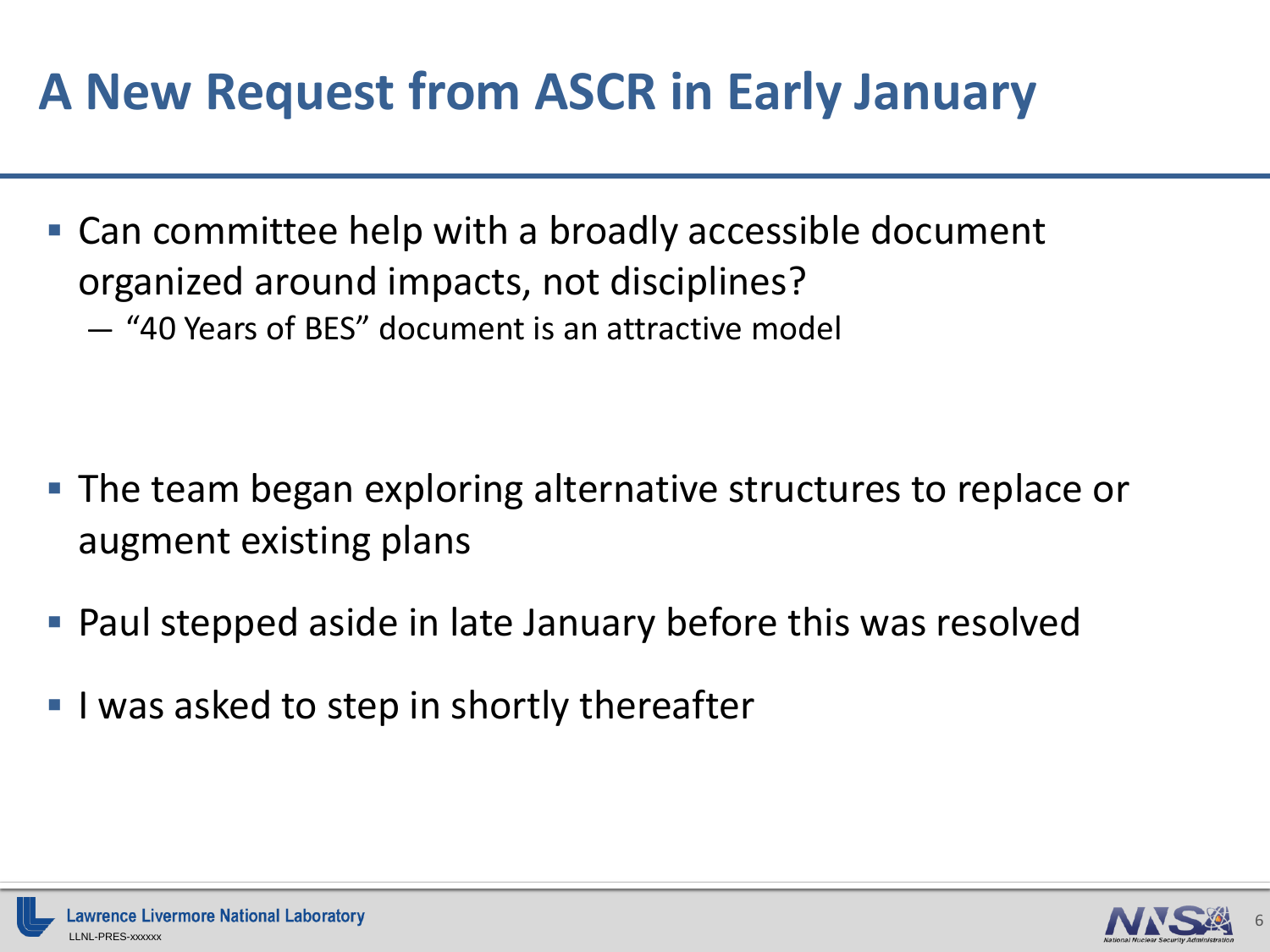# A New Request from ASCR in Early January

- Can committee help with a broadly accessible document organized around impacts, not disciplines?
  - "40 Years of BES" document is an attractive model

- The team began exploring alternative structures to replace or augment existing plans
- Paul stepped aside in late January before this was resolved
- I was asked to step in shortly thereafter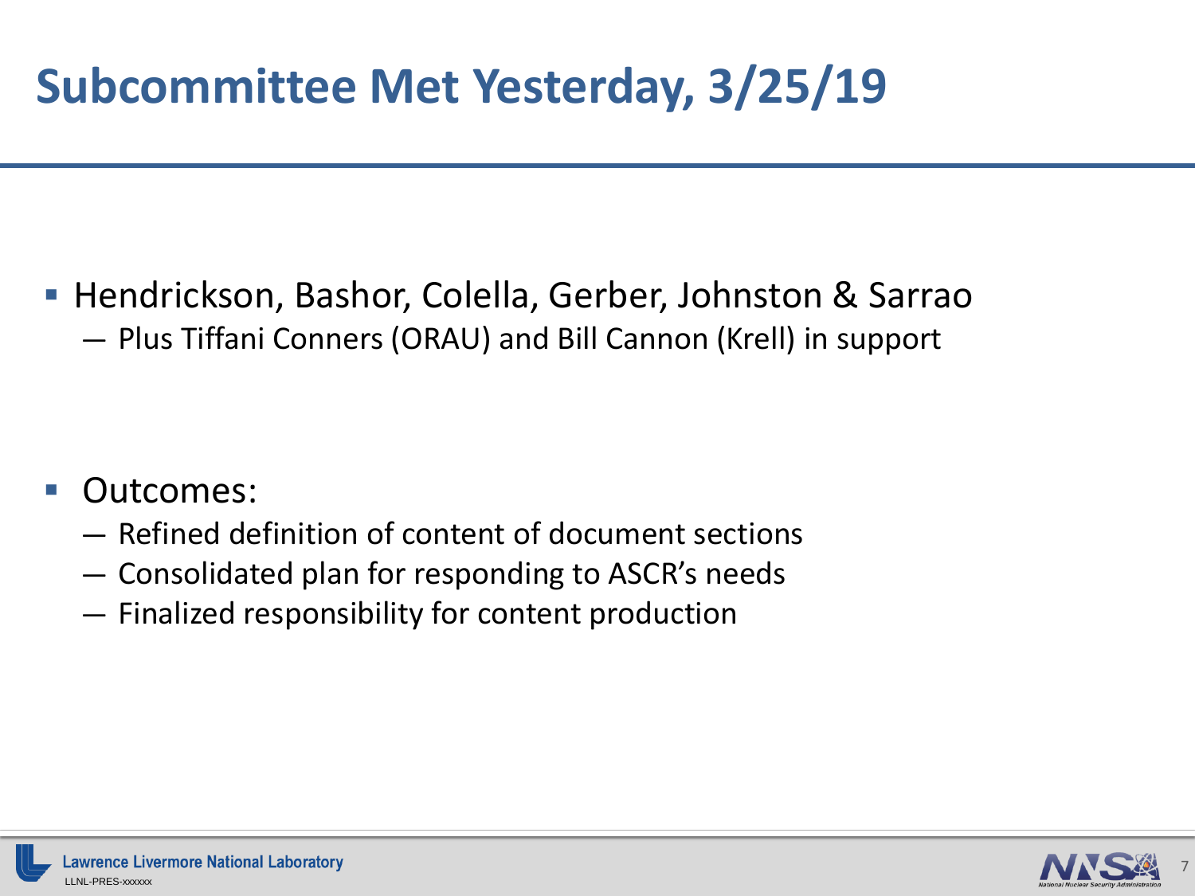# Subcommittee Met Yesterday, 3/25/19

- Hendrickson, Bashor, Colella, Gerber, Johnston & Sarrao
  - Plus Tiffani Conners (ORAU) and Bill Cannon (Krell) in support

- Outcomes:
  - Refined definition of content of document sections
  - Consolidated plan for responding to ASCR's needs
  - Finalized responsibility for content production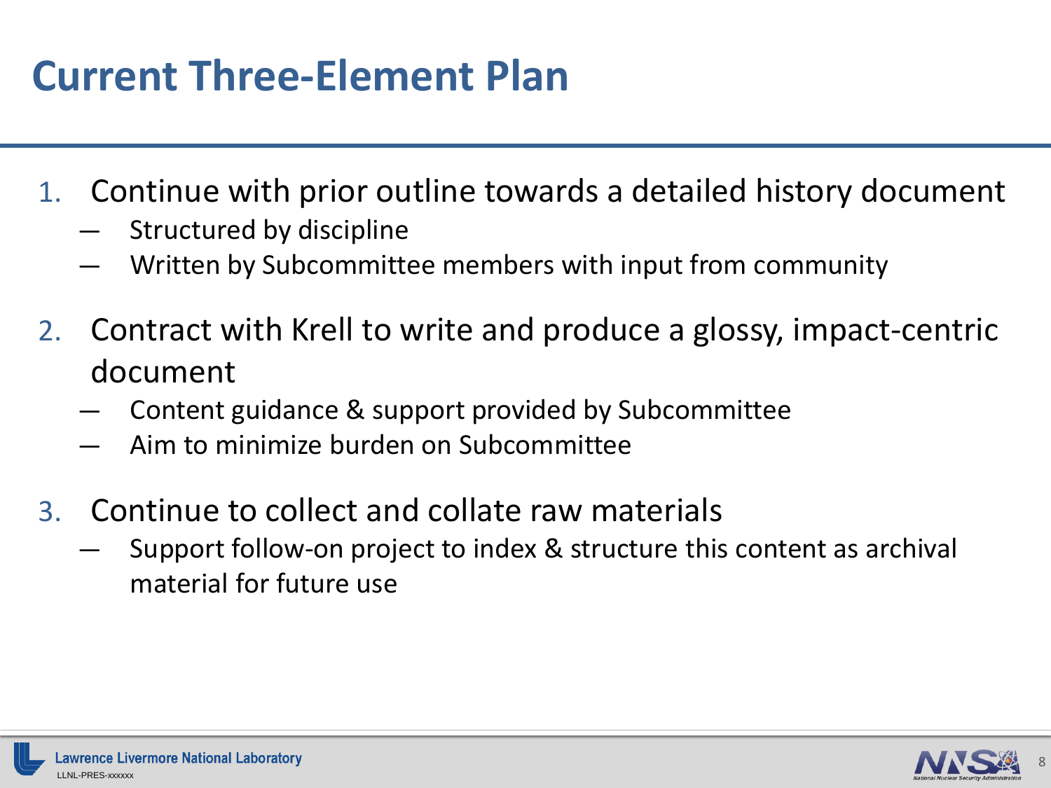# Current Three-Element Plan

1. Continue with prior outline towards a detailed history document
   - Structured by discipline
   - Written by Subcommittee members with input from community
2. Contract with Krell to write and produce a glossy, impact-centric document
   - Content guidance & support provided by Subcommittee
   - Aim to minimize burden on Subcommittee
3. Continue to collect and collate raw materials
   - Support follow-on project to index & structure this content as archival material for future use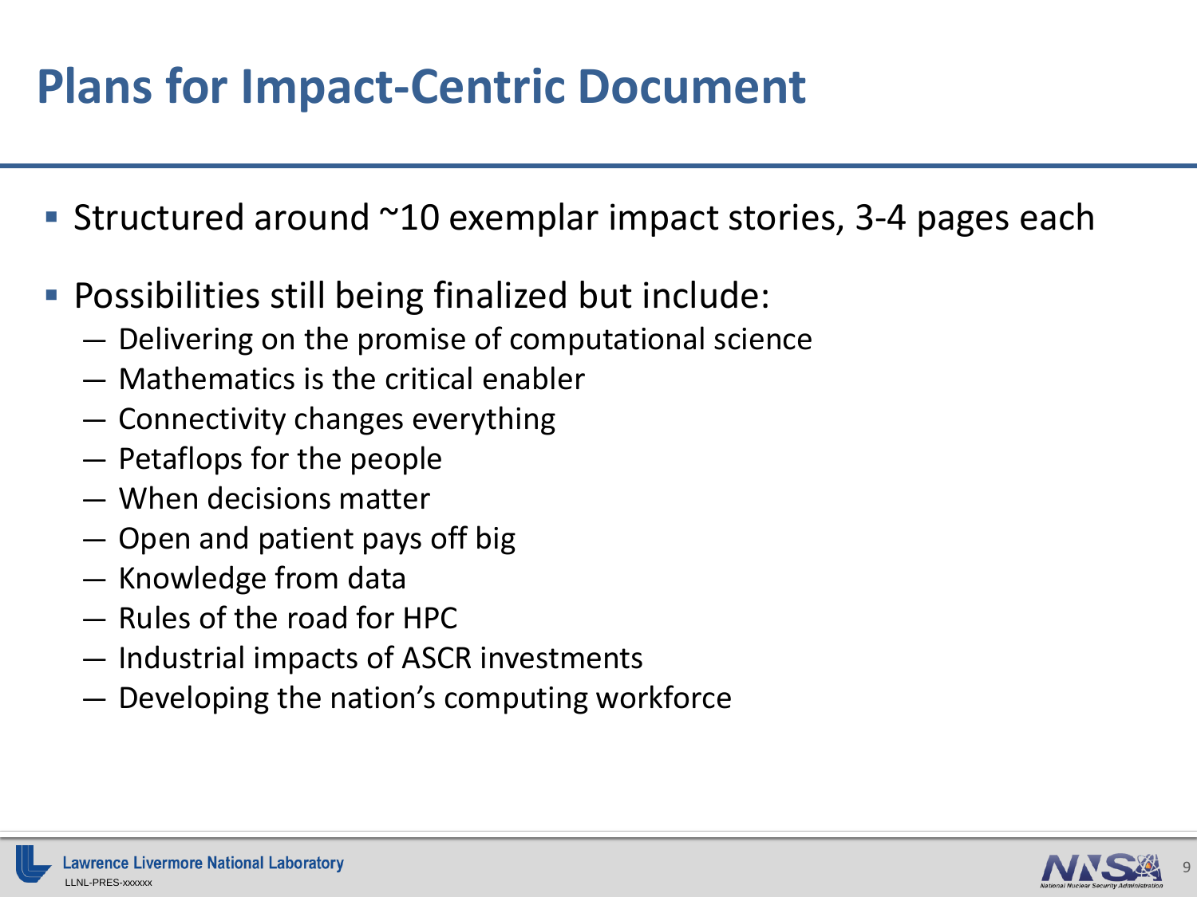# Plans for Impact-Centric Document

- Structured around ~10 exemplar impact stories, 3-4 pages each
- Possibilities still being finalized but include:
  - Delivering on the promise of computational science
  - Mathematics is the critical enabler
  - Connectivity changes everything
  - Petaflops for the people
  - When decisions matter
  - Open and patient pays off big
  - Knowledge from data
  - Rules of the road for HPC
  - Industrial impacts of ASCR investments
  - Developing the nation's computing workforce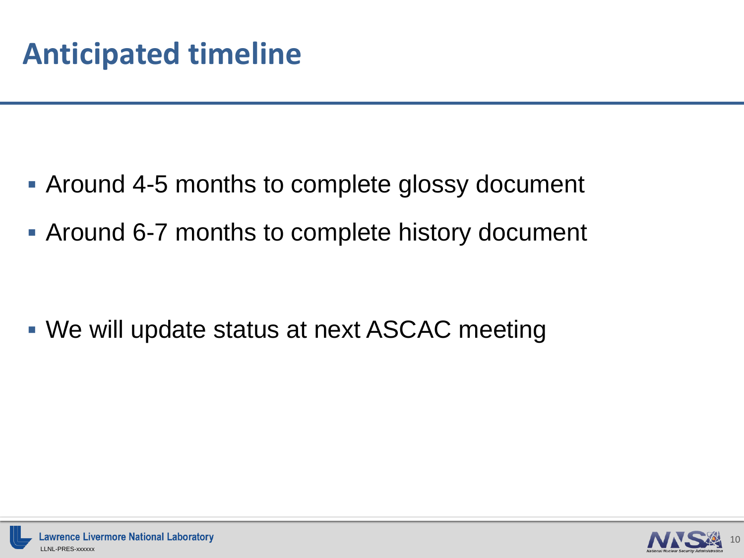# Anticipated timeline

- Around 4-5 months to complete glossy document
- Around 6-7 months to complete history document

- We will update status at next ASCAC meeting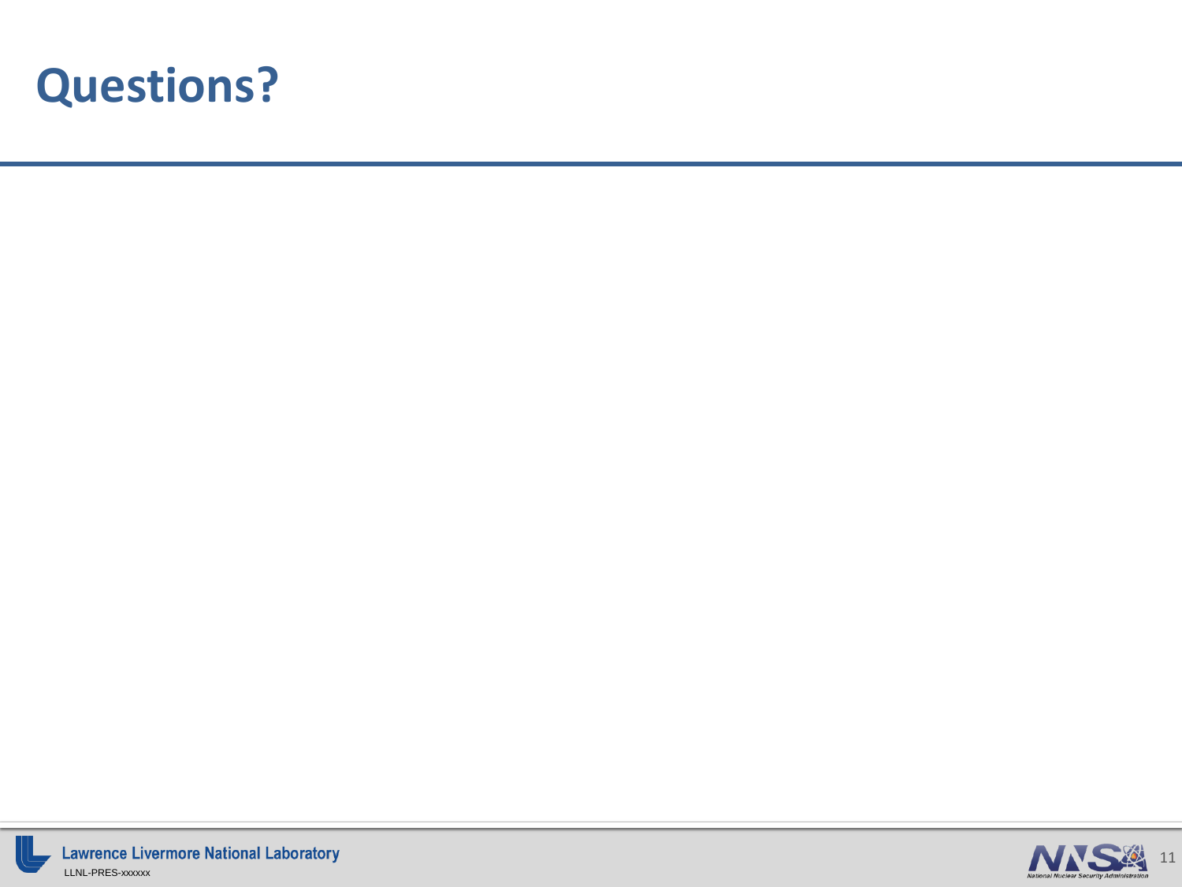# Questions?